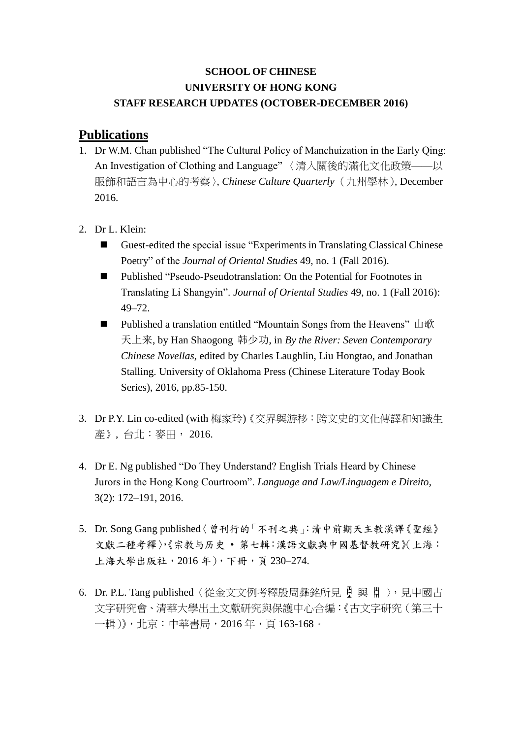**SCHOOL OF CHINESE**
**UNIVERSITY OF HONG KONG**
**STAFF RESEARCH UPDATES (OCTOBER-DECEMBER 2016)**

## Publications

1. Dr W.M. Chan published "The Cultural Policy of Manchuization in the Early Qing: An Investigation of Clothing and Language" 〈清入關後的滿化文化政策——以服飾和語言為中心的考察〉, *Chinese Culture Quarterly*（九州學林）, December 2016.

2. Dr L. Klein:
   - Guest-edited the special issue "Experiments in Translating Classical Chinese Poetry" of the *Journal of Oriental Studies* 49, no. 1 (Fall 2016).
   - Published "Pseudo-Pseudotranslation: On the Potential for Footnotes in Translating Li Shangyin". *Journal of Oriental Studies* 49, no. 1 (Fall 2016): 49–72.
   - Published a translation entitled "Mountain Songs from the Heavens" 山歌天上来, by Han Shaogong 韩少功, in *By the River: Seven Contemporary Chinese Novellas*, edited by Charles Laughlin, Liu Hongtao, and Jonathan Stalling. University of Oklahoma Press (Chinese Literature Today Book Series), 2016, pp.85-150.

3. Dr P.Y. Lin co-edited (with 梅家玲)《交界與游移：跨文史的文化傳譯和知識生產》, 台北：麥田， 2016.

4. Dr E. Ng published "Do They Understand? English Trials Heard by Chinese Jurors in the Hong Kong Courtroom". *Language and Law/Linguagem e Direito*, 3(2): 172–191, 2016.

5. Dr. Song Gang published〈曾刊行的「不刊之典」: 清中前期天主教漢譯《聖經》文獻二種考釋〉,《宗教与历史 • 第七輯：漢語文獻與中國基督教研究》(上海：上海大學出版社，2016 年)，下冊，頁 230–274.

6. Dr. P.L. Tang published〈從金文文例考釋殷周彝銘所見 □ 與 □ 〉，見中國古文字研究會、清華大學出土文獻研究與保護中心合編：《古文字研究（第三十一輯）》，北京：中華書局，2016 年，頁 163-168。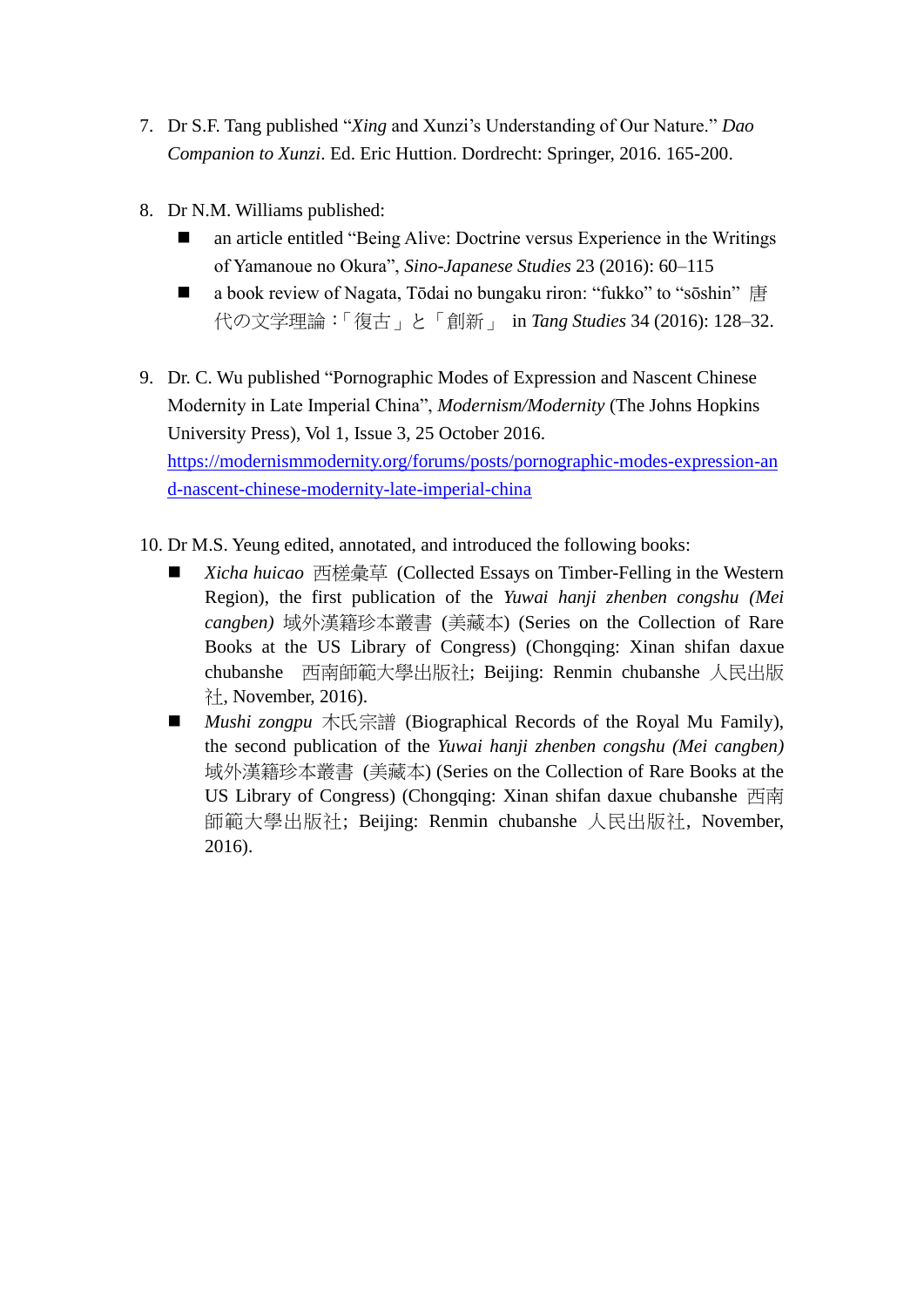7. Dr S.F. Tang published "*Xing* and Xunzi's Understanding of Our Nature." *Dao Companion to Xunzi*. Ed. Eric Huttion. Dordrecht: Springer, 2016. 165-200.

8. Dr N.M. Williams published:
   - an article entitled "Being Alive: Doctrine versus Experience in the Writings of Yamanoue no Okura", *Sino-Japanese Studies* 23 (2016): 60–115
   - a book review of Nagata, Tōdai no bungaku riron: "fukko" to "sōshin" 唐代の文学理論：「復古」と「創新」 in *Tang Studies* 34 (2016): 128–32.

9. Dr. C. Wu published "Pornographic Modes of Expression and Nascent Chinese Modernity in Late Imperial China", *Modernism/Modernity* (The Johns Hopkins University Press), Vol 1, Issue 3, 25 October 2016. https://modernismmodernity.org/forums/posts/pornographic-modes-expression-and-nascent-chinese-modernity-late-imperial-china

10. Dr M.S. Yeung edited, annotated, and introduced the following books:
    - *Xicha huicao* 西槎彙草 (Collected Essays on Timber-Felling in the Western Region), the first publication of the *Yuwai hanji zhenben congshu (Mei cangben)* 域外漢籍珍本叢書 (美藏本) (Series on the Collection of Rare Books at the US Library of Congress) (Chongqing: Xinan shifan daxue chubanshe 西南師範大學出版社; Beijing: Renmin chubanshe 人民出版社, November, 2016).
    - *Mushi zongpu* 木氏宗譜 (Biographical Records of the Royal Mu Family), the second publication of the *Yuwai hanji zhenben congshu (Mei cangben)* 域外漢籍珍本叢書 (美藏本) (Series on the Collection of Rare Books at the US Library of Congress) (Chongqing: Xinan shifan daxue chubanshe 西南師範大學出版社; Beijing: Renmin chubanshe 人民出版社, November, 2016).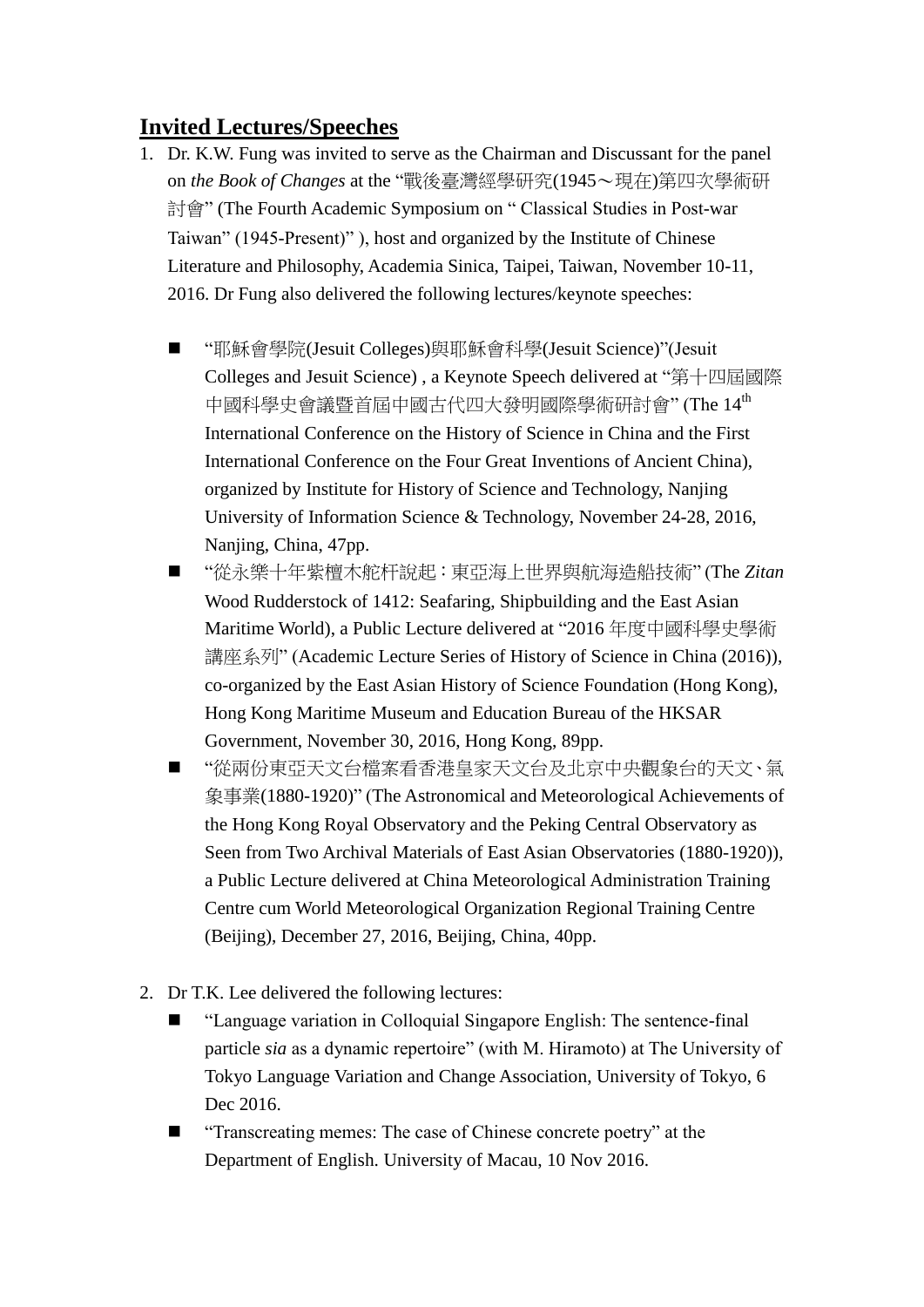## Invited Lectures/Speeches

1. Dr. K.W. Fung was invited to serve as the Chairman and Discussant for the panel on *the Book of Changes* at the "戰後臺灣經學研究(1945～現在)第四次學術研討會" (The Fourth Academic Symposium on " Classical Studies in Post-war Taiwan" (1945-Present)" ), host and organized by the Institute of Chinese Literature and Philosophy, Academia Sinica, Taipei, Taiwan, November 10-11, 2016. Dr Fung also delivered the following lectures/keynote speeches:

   - "耶穌會學院(Jesuit Colleges)與耶穌會科學(Jesuit Science)"(Jesuit Colleges and Jesuit Science) , a Keynote Speech delivered at "第十四屆國際中國科學史會議暨首屆中國古代四大發明國際學術研討會" (The 14th International Conference on the History of Science in China and the First International Conference on the Four Great Inventions of Ancient China), organized by Institute for History of Science and Technology, Nanjing University of Information Science & Technology, November 24-28, 2016, Nanjing, China, 47pp.
   - "從永樂十年紫檀木舵杆說起：東亞海上世界與航海造船技術" (The *Zitan* Wood Rudderstock of 1412: Seafaring, Shipbuilding and the East Asian Maritime World), a Public Lecture delivered at "2016 年度中國科學史學術講座系列" (Academic Lecture Series of History of Science in China (2016)), co-organized by the East Asian History of Science Foundation (Hong Kong), Hong Kong Maritime Museum and Education Bureau of the HKSAR Government, November 30, 2016, Hong Kong, 89pp.
   - "從兩份東亞天文台檔案看香港皇家天文台及北京中央觀象台的天文、氣象事業(1880-1920)" (The Astronomical and Meteorological Achievements of the Hong Kong Royal Observatory and the Peking Central Observatory as Seen from Two Archival Materials of East Asian Observatories (1880-1920)), a Public Lecture delivered at China Meteorological Administration Training Centre cum World Meteorological Organization Regional Training Centre (Beijing), December 27, 2016, Beijing, China, 40pp.

2. Dr T.K. Lee delivered the following lectures:
   - "Language variation in Colloquial Singapore English: The sentence-final particle *sia* as a dynamic repertoire" (with M. Hiramoto) at The University of Tokyo Language Variation and Change Association, University of Tokyo, 6 Dec 2016.
   - "Transcreating memes: The case of Chinese concrete poetry" at the Department of English. University of Macau, 10 Nov 2016.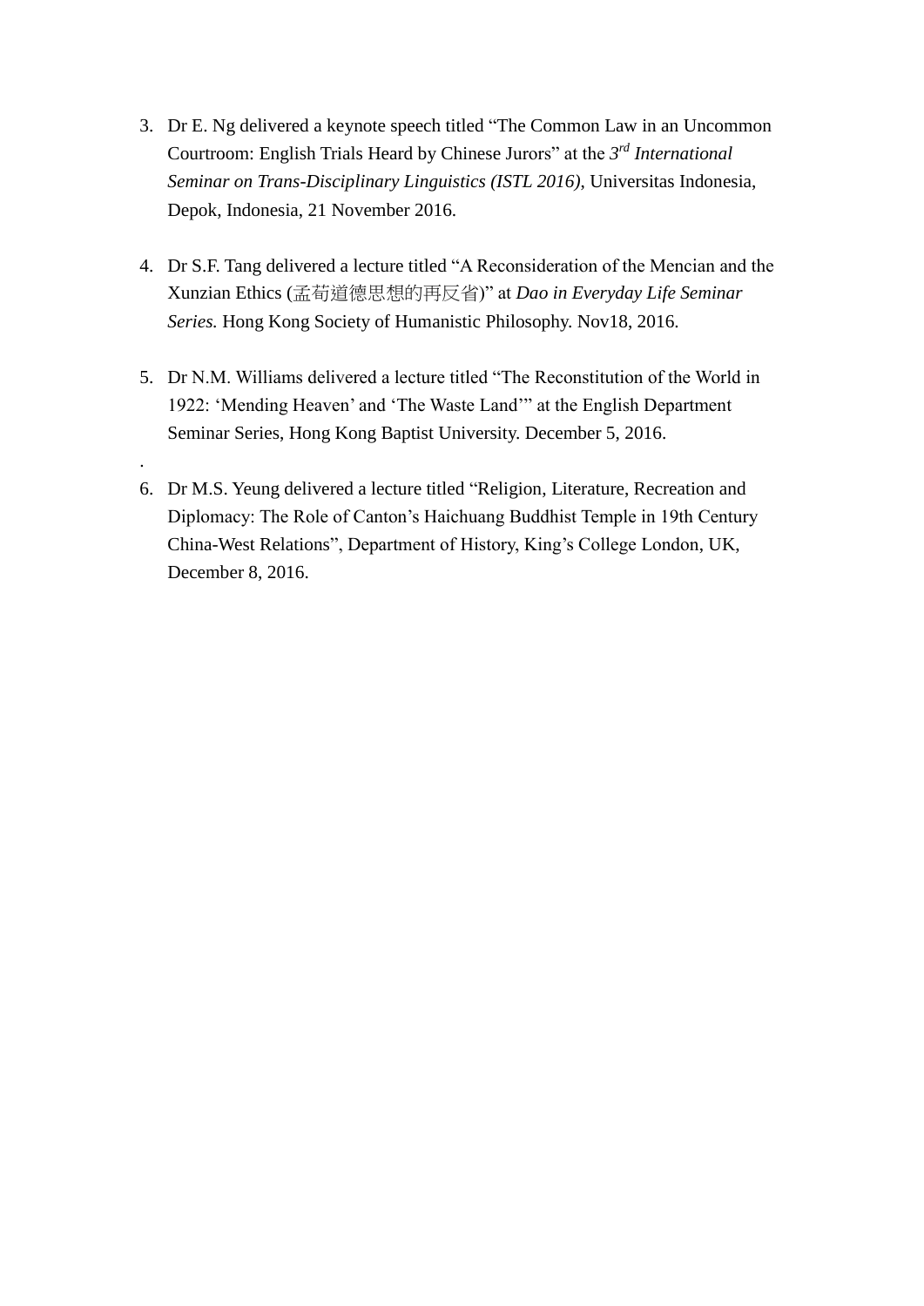3. Dr E. Ng delivered a keynote speech titled "The Common Law in an Uncommon Courtroom: English Trials Heard by Chinese Jurors" at the *3rd International Seminar on Trans-Disciplinary Linguistics (ISTL 2016)*, Universitas Indonesia, Depok, Indonesia, 21 November 2016.

4. Dr S.F. Tang delivered a lecture titled "A Reconsideration of the Mencian and the Xunzian Ethics (孟荀道德思想的再反省)" at *Dao in Everyday Life Seminar Series.* Hong Kong Society of Humanistic Philosophy. Nov18, 2016.

5. Dr N.M. Williams delivered a lecture titled "The Reconstitution of the World in 1922: 'Mending Heaven' and 'The Waste Land'" at the English Department Seminar Series, Hong Kong Baptist University. December 5, 2016.

.

6. Dr M.S. Yeung delivered a lecture titled "Religion, Literature, Recreation and Diplomacy: The Role of Canton's Haichuang Buddhist Temple in 19th Century China-West Relations", Department of History, King's College London, UK, December 8, 2016.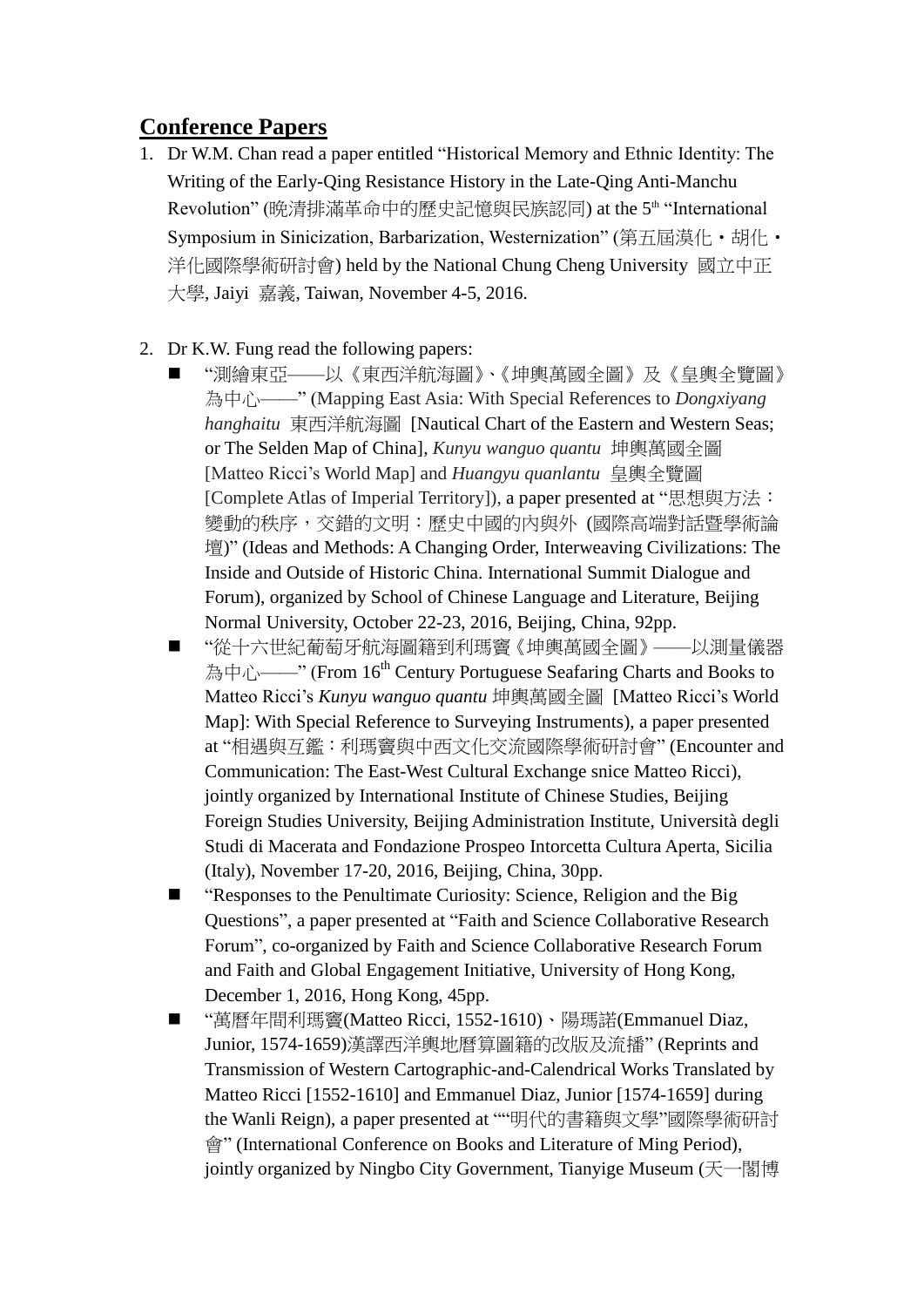## Conference Papers

1. Dr W.M. Chan read a paper entitled "Historical Memory and Ethnic Identity: The Writing of the Early-Qing Resistance History in the Late-Qing Anti-Manchu Revolution" (晚清排滿革命中的歷史記憶與民族認同) at the 5th "International Symposium in Sinicization, Barbarization, Westernization" (第五屆漢化・胡化・洋化國際學術研討會) held by the National Chung Cheng University 國立中正大學, Jaiyi 嘉義, Taiwan, November 4-5, 2016.

2. Dr K.W. Fung read the following papers:
   - "測繪東亞——以《東西洋航海圖》、《坤輿萬國全圖》及《皇輿全覽圖》為中心——" (Mapping East Asia: With Special References to *Dongxiyang hanghaitu* 東西洋航海圖 [Nautical Chart of the Eastern and Western Seas; or The Selden Map of China], *Kunyu wanguo quantu* 坤輿萬國全圖 [Matteo Ricci's World Map] and *Huangyu quanlantu* 皇輿全覽圖 [Complete Atlas of Imperial Territory]), a paper presented at "思想與方法：變動的秩序，交錯的文明：歷史中國的內與外 (國際高端對話暨學術論壇)" (Ideas and Methods: A Changing Order, Interweaving Civilizations: The Inside and Outside of Historic China. International Summit Dialogue and Forum), organized by School of Chinese Language and Literature, Beijing Normal University, October 22-23, 2016, Beijing, China, 92pp.
   - "從十六世紀葡萄牙航海圖籍到利瑪竇《坤輿萬國全圖》——以測量儀器為中心——" (From 16th Century Portuguese Seafaring Charts and Books to Matteo Ricci's *Kunyu wanguo quantu* 坤輿萬國全圖 [Matteo Ricci's World Map]: With Special Reference to Surveying Instruments), a paper presented at "相遇與互鑑：利瑪竇與中西文化交流國際學術研討會" (Encounter and Communication: The East-West Cultural Exchange snice Matteo Ricci), jointly organized by International Institute of Chinese Studies, Beijing Foreign Studies University, Beijing Administration Institute, Università degli Studi di Macerata and Fondazione Prospeo Intorcetta Cultura Aperta, Sicilia (Italy), November 17-20, 2016, Beijing, China, 30pp.
   - "Responses to the Penultimate Curiosity: Science, Religion and the Big Questions", a paper presented at "Faith and Science Collaborative Research Forum", co-organized by Faith and Science Collaborative Research Forum and Faith and Global Engagement Initiative, University of Hong Kong, December 1, 2016, Hong Kong, 45pp.
   - "萬曆年間利瑪竇(Matteo Ricci, 1552-1610)、陽瑪諾(Emmanuel Diaz, Junior, 1574-1659)漢譯西洋輿地曆算圖籍的改版及流播" (Reprints and Transmission of Western Cartographic-and-Calendrical Works Translated by Matteo Ricci [1552-1610] and Emmanuel Diaz, Junior [1574-1659] during the Wanli Reign), a paper presented at ""明代的書籍與文學"國際學術研討會" (International Conference on Books and Literature of Ming Period), jointly organized by Ningbo City Government, Tianyige Museum (天一閣博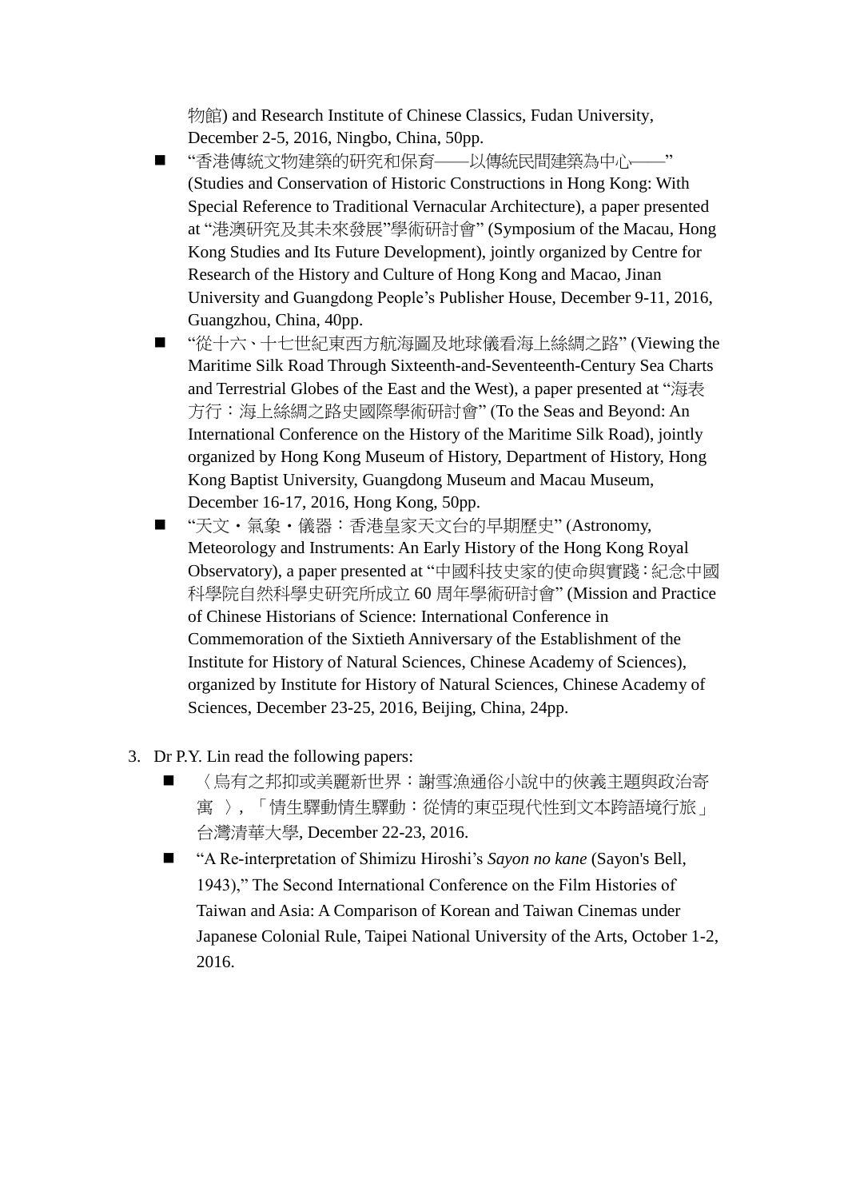物館) and Research Institute of Chinese Classics, Fudan University, December 2-5, 2016, Ningbo, China, 50pp.

- “香港傳統文物建築的研究和保育——以傳統民間建築為中心——” (Studies and Conservation of Historic Constructions in Hong Kong: With Special Reference to Traditional Vernacular Architecture), a paper presented at “港澳研究及其未來發展”學術研討會” (Symposium of the Macau, Hong Kong Studies and Its Future Development), jointly organized by Centre for Research of the History and Culture of Hong Kong and Macao, Jinan University and Guangdong People’s Publisher House, December 9-11, 2016, Guangzhou, China, 40pp.
- “從十六、十七世紀東西方航海圖及地球儀看海上絲綢之路” (Viewing the Maritime Silk Road Through Sixteenth-and-Seventeenth-Century Sea Charts and Terrestrial Globes of the East and the West), a paper presented at “海表方行：海上絲綢之路史國際學術研討會” (To the Seas and Beyond: An International Conference on the History of the Maritime Silk Road), jointly organized by Hong Kong Museum of History, Department of History, Hong Kong Baptist University, Guangdong Museum and Macau Museum, December 16-17, 2016, Hong Kong, 50pp.
- “天文・氣象・儀器：香港皇家天文台的早期歷史” (Astronomy, Meteorology and Instruments: An Early History of the Hong Kong Royal Observatory), a paper presented at “中國科技史家的使命與實踐：紀念中國科學院自然科學史研究所成立 60 周年學術研討會” (Mission and Practice of Chinese Historians of Science: International Conference in Commemoration of the Sixtieth Anniversary of the Establishment of the Institute for History of Natural Sciences, Chinese Academy of Sciences), organized by Institute for History of Natural Sciences, Chinese Academy of Sciences, December 23-25, 2016, Beijing, China, 24pp.

3. Dr P.Y. Lin read the following papers:
   - 〈烏有之邦抑或美麗新世界：謝雪漁通俗小說中的俠義主題與政治寄寓 〉, 「情生驛動情生驛動：從情的東亞現代性到文本跨語境行旅」台灣清華大學, December 22-23, 2016.
   - “A Re-interpretation of Shimizu Hiroshi’s *Sayon no kane* (Sayon's Bell, 1943),” The Second International Conference on the Film Histories of Taiwan and Asia: A Comparison of Korean and Taiwan Cinemas under Japanese Colonial Rule, Taipei National University of the Arts, October 1-2, 2016.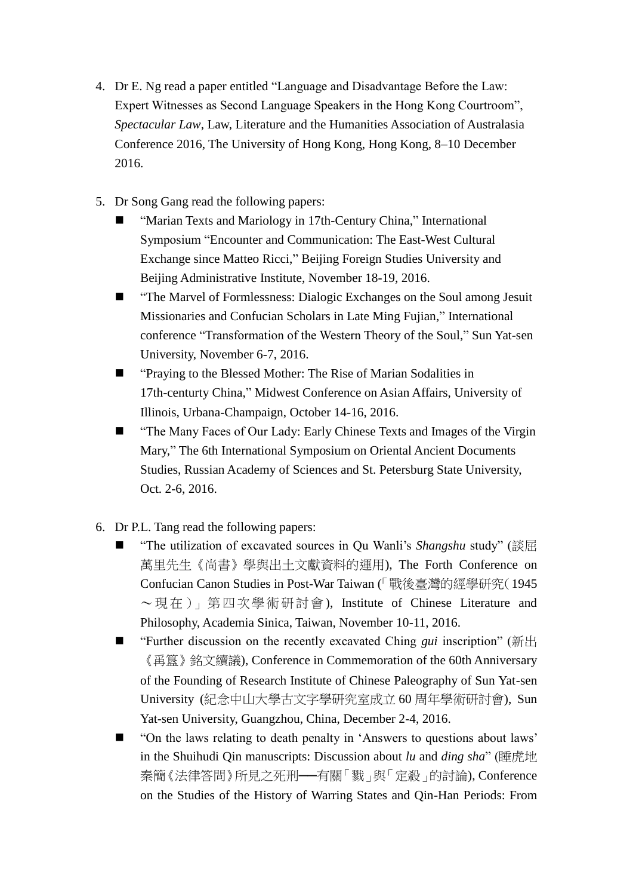4. Dr E. Ng read a paper entitled "Language and Disadvantage Before the Law: Expert Witnesses as Second Language Speakers in the Hong Kong Courtroom", *Spectacular Law*, Law, Literature and the Humanities Association of Australasia Conference 2016, The University of Hong Kong, Hong Kong, 8–10 December 2016.

5. Dr Song Gang read the following papers:
   - "Marian Texts and Mariology in 17th-Century China," International Symposium "Encounter and Communication: The East-West Cultural Exchange since Matteo Ricci," Beijing Foreign Studies University and Beijing Administrative Institute, November 18-19, 2016.
   - "The Marvel of Formlessness: Dialogic Exchanges on the Soul among Jesuit Missionaries and Confucian Scholars in Late Ming Fujian," International conference "Transformation of the Western Theory of the Soul," Sun Yat-sen University, November 6-7, 2016.
   - "Praying to the Blessed Mother: The Rise of Marian Sodalities in 17th-centurty China," Midwest Conference on Asian Affairs, University of Illinois, Urbana-Champaign, October 14-16, 2016.
   - "The Many Faces of Our Lady: Early Chinese Texts and Images of the Virgin Mary," The 6th International Symposium on Oriental Ancient Documents Studies, Russian Academy of Sciences and St. Petersburg State University, Oct. 2-6, 2016.

6. Dr P.L. Tang read the following papers:
   - "The utilization of excavated sources in Qu Wanli's *Shangshu* study" (談屈萬里先生《尚書》學與出土文獻資料的運用), The Forth Conference on Confucian Canon Studies in Post-War Taiwan (「戰後臺灣的經學研究（1945～現在）」第四次學術研討會), Institute of Chinese Literature and Philosophy, Academia Sinica, Taiwan, November 10-11, 2016.
   - "Further discussion on the recently excavated Ching *gui* inscription" (新出《再簋》銘文續議), Conference in Commemoration of the 60th Anniversary of the Founding of Research Institute of Chinese Paleography of Sun Yat-sen University (紀念中山大學古文字學研究室成立 60 周年學術研討會), Sun Yat-sen University, Guangzhou, China, December 2-4, 2016.
   - "On the laws relating to death penalty in 'Answers to questions about laws' in the Shuihudi Qin manuscripts: Discussion about *lu* and *ding sha*" (睡虎地秦簡《法律答問》所見之死刑──有關「戮」與「定殺」的討論), Conference on the Studies of the History of Warring States and Qin-Han Periods: From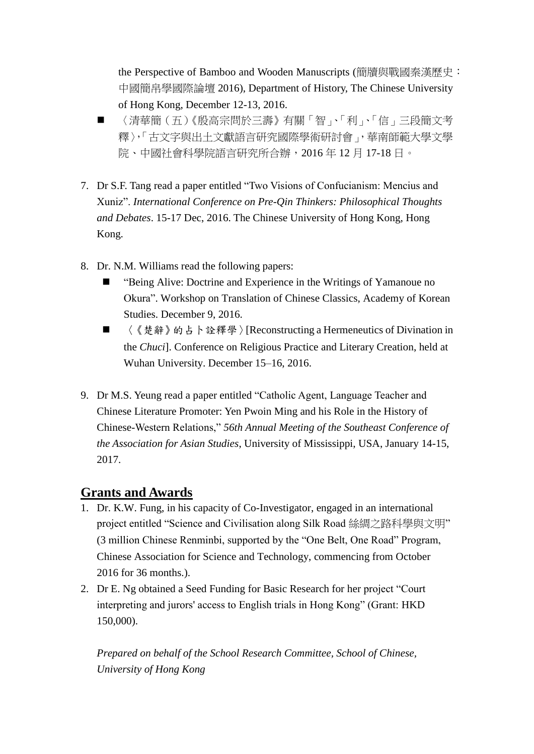the Perspective of Bamboo and Wooden Manuscripts (簡牘與戰國秦漢歷史：中國簡帛學國際論壇 2016), Department of History, The Chinese University of Hong Kong, December 12-13, 2016.

- 〈清華簡（五）《殷高宗問於三壽》有關「智」、「利」、「信」三段簡文考釋〉，「古文字與出土文獻語言研究國際學術研討會」，華南師範大學文學院、中國社會科學院語言研究所合辦，2016 年 12 月 17-18 日。

7. Dr S.F. Tang read a paper entitled "Two Visions of Confucianism: Mencius and Xuniz". *International Conference on Pre-Qin Thinkers: Philosophical Thoughts and Debates*. 15-17 Dec, 2016. The Chinese University of Hong Kong, Hong Kong.

8. Dr. N.M. Williams read the following papers:
   - "Being Alive: Doctrine and Experience in the Writings of Yamanoue no Okura". Workshop on Translation of Chinese Classics, Academy of Korean Studies. December 9, 2016.
   - 〈《楚辭》的占卜詮釋學〉[Reconstructing a Hermeneutics of Divination in the *Chuci*]. Conference on Religious Practice and Literary Creation, held at Wuhan University. December 15–16, 2016.

9. Dr M.S. Yeung read a paper entitled "Catholic Agent, Language Teacher and Chinese Literature Promoter: Yen Pwoin Ming and his Role in the History of Chinese-Western Relations," *56th Annual Meeting of the Southeast Conference of the Association for Asian Studies*, University of Mississippi, USA, January 14-15, 2017.

## Grants and Awards

1. Dr. K.W. Fung, in his capacity of Co-Investigator, engaged in an international project entitled "Science and Civilisation along Silk Road 絲綢之路科學與文明" (3 million Chinese Renminbi, supported by the "One Belt, One Road" Program, Chinese Association for Science and Technology, commencing from October 2016 for 36 months.).
2. Dr E. Ng obtained a Seed Funding for Basic Research for her project "Court interpreting and jurors' access to English trials in Hong Kong" (Grant: HKD 150,000).

*Prepared on behalf of the School Research Committee, School of Chinese, University of Hong Kong*